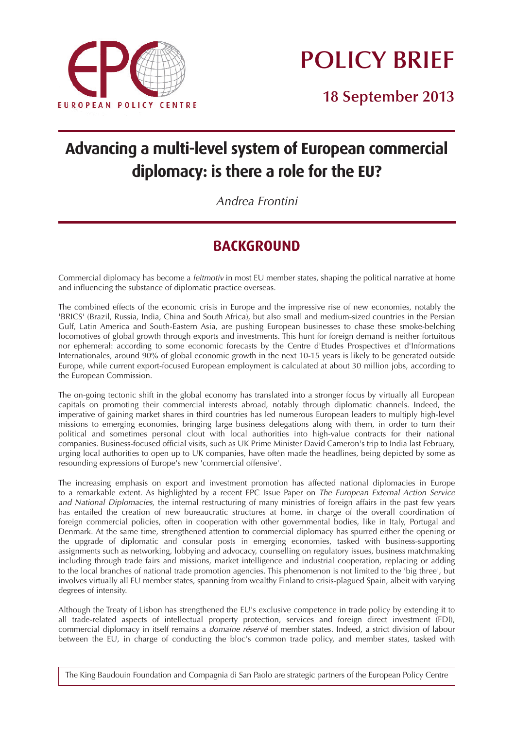POLICY BRIEF

18 September 2013

# Advancing a multi-level system of European commercial diplomacy: is there a role for the EU?

*Andrea Frontini*

## BACKGROUND

Commercial diplomacy has become a *leitmotiv* in most EU member states, shaping the political narrative at home and influencing the substance of diplomatic practice overseas.

The combined effects of the economic crisis in Europe and the impressive rise of new economies, notably the 'BRICS' (Brazil, Russia, India, China and South Africa), but also small and medium-sized countries in the Persian Gulf, Latin America and South-Eastern Asia, are pushing European businesses to chase these smoke-belching locomotives of global growth through exports and investments. This hunt for foreign demand is neither fortuitous nor ephemeral: according to some economic forecasts by the Centre d'Etudes Prospectives et d'Informations Internationales, around 90% of global economic growth in the next 10-15 years is likely to be generated outside Europe, while current export-focused European employment is calculated at about 30 million jobs, according to the European Commission.

The on-going tectonic shift in the global economy has translated into a stronger focus by virtually all European capitals on promoting their commercial interests abroad, notably through diplomatic channels. Indeed, the imperative of gaining market shares in third countries has led numerous European leaders to multiply high-level missions to emerging economies, bringing large business delegations along with them, in order to turn their political and sometimes personal clout with local authorities into high-value contracts for their national companies. Business-focused official visits, such as UK Prime Minister David Cameron's trip to India last February, urging local authorities to open up to UK companies, have often made the headlines, being depicted by some as resounding expressions of Europe's new 'commercial offensive'.

The increasing emphasis on export and investment promotion has affected national diplomacies in Europe to a remarkable extent. As highlighted by a recent EPC Issue Paper on *The European External Action Service and National Diplomacies*, the internal restructuring of many ministries of foreign affairs in the past few years has entailed the creation of new bureaucratic structures at home, in charge of the overall coordination of foreign commercial policies, often in cooperation with other governmental bodies, like in Italy, Portugal and Denmark. At the same time, strengthened attention to commercial diplomacy has spurred either the opening or the upgrade of diplomatic and consular posts in emerging economies, tasked with business-supporting assignments such as networking, lobbying and advocacy, counselling on regulatory issues, business matchmaking including through trade fairs and missions, market intelligence and industrial cooperation, replacing or adding to the local branches of national trade promotion agencies. This phenomenon is not limited to the 'big three', but involves virtually all EU member states, spanning from wealthy Finland to crisis-plagued Spain, albeit with varying degrees of intensity.

Although the Treaty of Lisbon has strengthened the EU's exclusive competence in trade policy by extending it to all trade-related aspects of intellectual property protection, services and foreign direct investment (FDI), commercial diplomacy in itself remains a *domaine réservé* of member states. Indeed, a strict division of labour between the EU, in charge of conducting the bloc's common trade policy, and member states, tasked with

The King Baudouin Foundation and Compagnia di San Paolo are strategic partners of the European Policy Centre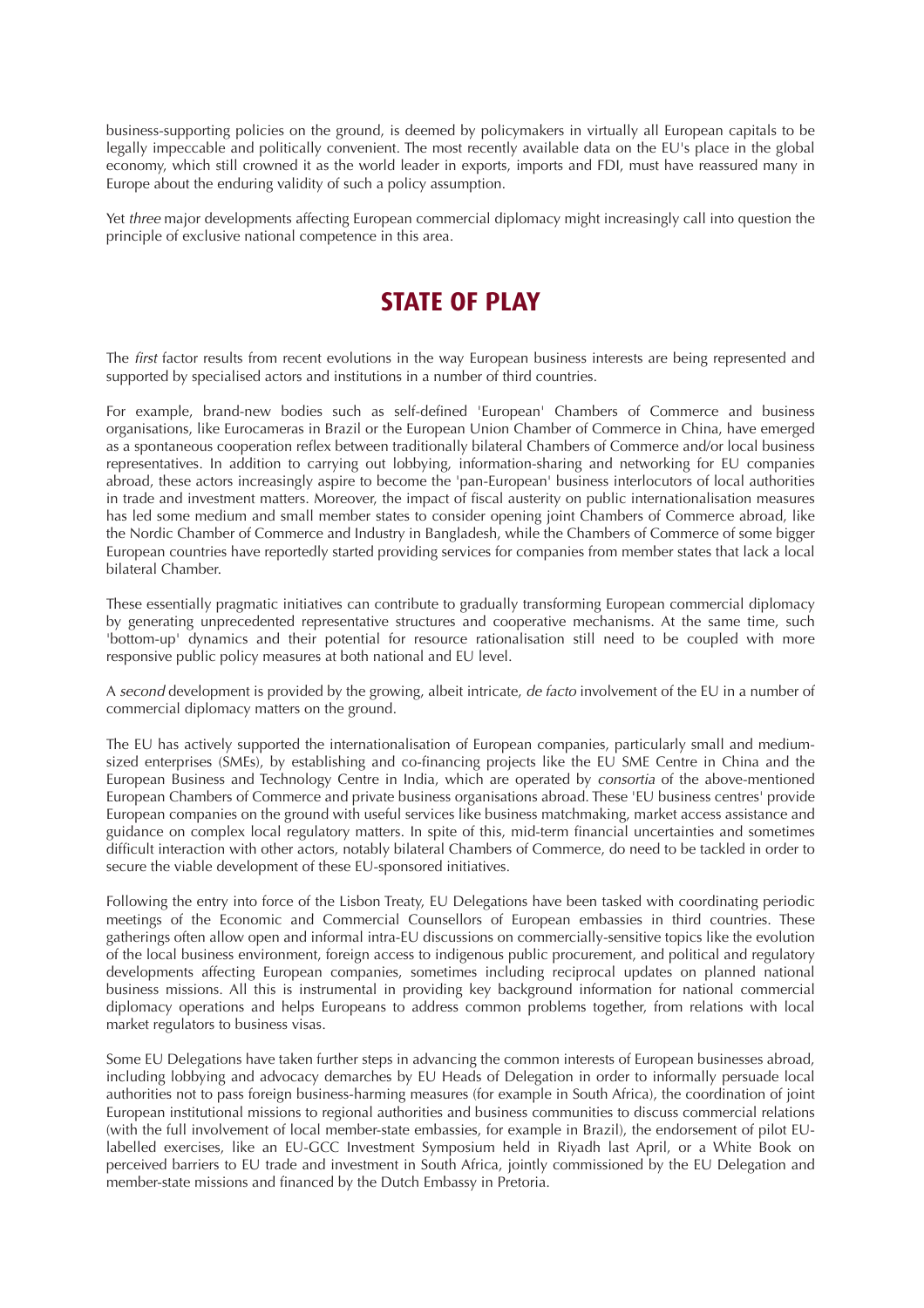business-supporting policies on the ground, is deemed by policymakers in virtually all European capitals to be legally impeccable and politically convenient. The most recently available data on the EU's place in the global economy, which still crowned it as the world leader in exports, imports and FDI, must have reassured many in Europe about the enduring validity of such a policy assumption.

Yet *three* major developments affecting European commercial diplomacy might increasingly call into question the principle of exclusive national competence in this area.

## STATE OF PLAY

The *first* factor results from recent evolutions in the way European business interests are being represented and supported by specialised actors and institutions in a number of third countries.

For example, brand-new bodies such as self-defined 'European' Chambers of Commerce and business organisations, like Eurocameras in Brazil or the European Union Chamber of Commerce in China, have emerged as a spontaneous cooperation reflex between traditionally bilateral Chambers of Commerce and/or local business representatives. In addition to carrying out lobbying, information-sharing and networking for EU companies abroad, these actors increasingly aspire to become the 'pan-European' business interlocutors of local authorities in trade and investment matters. Moreover, the impact of fiscal austerity on public internationalisation measures has led some medium and small member states to consider opening joint Chambers of Commerce abroad, like the Nordic Chamber of Commerce and Industry in Bangladesh, while the Chambers of Commerce of some bigger European countries have reportedly started providing services for companies from member states that lack a local bilateral Chamber.

These essentially pragmatic initiatives can contribute to gradually transforming European commercial diplomacy by generating unprecedented representative structures and cooperative mechanisms. At the same time, such 'bottom-up' dynamics and their potential for resource rationalisation still need to be coupled with more responsive public policy measures at both national and EU level.

A *second* development is provided by the growing, albeit intricate, *de facto* involvement of the EU in a number of commercial diplomacy matters on the ground.

The EU has actively supported the internationalisation of European companies, particularly small and medium-sized enterprises (SMEs), by establishing and co-financing projects like the EU SME Centre in China and the European Business and Technology Centre in India, which are operated by *consortia* of the above-mentioned European Chambers of Commerce and private business organisations abroad. These 'EU business centres' provide European companies on the ground with useful services like business matchmaking, market access assistance and guidance on complex local regulatory matters. In spite of this, mid-term financial uncertainties and sometimes difficult interaction with other actors, notably bilateral Chambers of Commerce, do need to be tackled in order to secure the viable development of these EU-sponsored initiatives.

Following the entry into force of the Lisbon Treaty, EU Delegations have been tasked with coordinating periodic meetings of the Economic and Commercial Counsellors of European embassies in third countries. These gatherings often allow open and informal intra-EU discussions on commercially-sensitive topics like the evolution of the local business environment, foreign access to indigenous public procurement, and political and regulatory developments affecting European companies, sometimes including reciprocal updates on planned national business missions. All this is instrumental in providing key background information for national commercial diplomacy operations and helps Europeans to address common problems together, from relations with local market regulators to business visas.

Some EU Delegations have taken further steps in advancing the common interests of European businesses abroad, including lobbying and advocacy demarches by EU Heads of Delegation in order to informally persuade local authorities not to pass foreign business-harming measures (for example in South Africa), the coordination of joint European institutional missions to regional authorities and business communities to discuss commercial relations (with the full involvement of local member-state embassies, for example in Brazil), the endorsement of pilot EU-labelled exercises, like an EU-GCC Investment Symposium held in Riyadh last April, or a White Book on perceived barriers to EU trade and investment in South Africa, jointly commissioned by the EU Delegation and member-state missions and financed by the Dutch Embassy in Pretoria.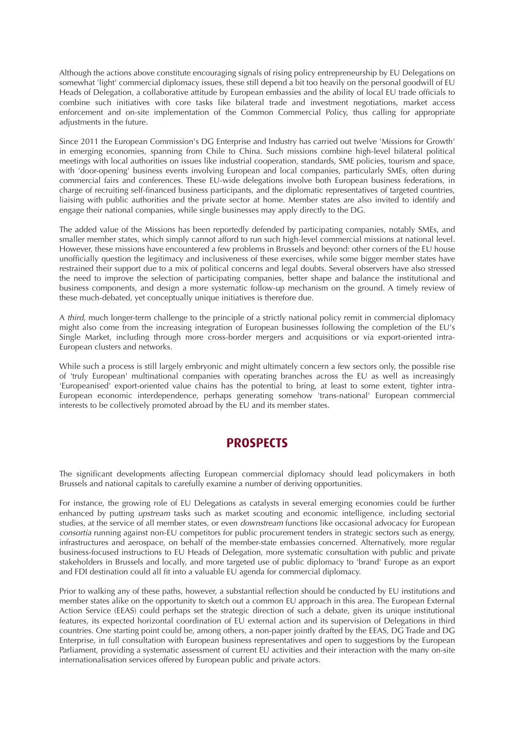Although the actions above constitute encouraging signals of rising policy entrepreneurship by EU Delegations on somewhat 'light' commercial diplomacy issues, these still depend a bit too heavily on the personal goodwill of EU Heads of Delegation, a collaborative attitude by European embassies and the ability of local EU trade officials to combine such initiatives with core tasks like bilateral trade and investment negotiations, market access enforcement and on-site implementation of the Common Commercial Policy, thus calling for appropriate adjustments in the future.

Since 2011 the European Commission's DG Enterprise and Industry has carried out twelve 'Missions for Growth' in emerging economies, spanning from Chile to China. Such missions combine high-level bilateral political meetings with local authorities on issues like industrial cooperation, standards, SME policies, tourism and space, with 'door-opening' business events involving European and local companies, particularly SMEs, often during commercial fairs and conferences. These EU-wide delegations involve both European business federations, in charge of recruiting self-financed business participants, and the diplomatic representatives of targeted countries, liaising with public authorities and the private sector at home. Member states are also invited to identify and engage their national companies, while single businesses may apply directly to the DG.

The added value of the Missions has been reportedly defended by participating companies, notably SMEs, and smaller member states, which simply cannot afford to run such high-level commercial missions at national level. However, these missions have encountered a few problems in Brussels and beyond: other corners of the EU house unofficially question the legitimacy and inclusiveness of these exercises, while some bigger member states have restrained their support due to a mix of political concerns and legal doubts. Several observers have also stressed the need to improve the selection of participating companies, better shape and balance the institutional and business components, and design a more systematic follow-up mechanism on the ground. A timely review of these much-debated, yet conceptually unique initiatives is therefore due.

A *third*, much longer-term challenge to the principle of a strictly national policy remit in commercial diplomacy might also come from the increasing integration of European businesses following the completion of the EU's Single Market, including through more cross-border mergers and acquisitions or via export-oriented intra-European clusters and networks.

While such a process is still largely embryonic and might ultimately concern a few sectors only, the possible rise of 'truly European' multinational companies with operating branches across the EU as well as increasingly 'Europeanised' export-oriented value chains has the potential to bring, at least to some extent, tighter intra-European economic interdependence, perhaps generating somehow 'trans-national' European commercial interests to be collectively promoted abroad by the EU and its member states.

## PROSPECTS

The significant developments affecting European commercial diplomacy should lead policymakers in both Brussels and national capitals to carefully examine a number of deriving opportunities.

For instance, the growing role of EU Delegations as catalysts in several emerging economies could be further enhanced by putting *upstream* tasks such as market scouting and economic intelligence, including sectorial studies, at the service of all member states, or even *downstream* functions like occasional advocacy for European *consortia* running against non-EU competitors for public procurement tenders in strategic sectors such as energy, infrastructures and aerospace, on behalf of the member-state embassies concerned. Alternatively, more regular business-focused instructions to EU Heads of Delegation, more systematic consultation with public and private stakeholders in Brussels and locally, and more targeted use of public diplomacy to 'brand' Europe as an export and FDI destination could all fit into a valuable EU agenda for commercial diplomacy.

Prior to walking any of these paths, however, a substantial reflection should be conducted by EU institutions and member states alike on the opportunity to sketch out a common EU approach in this area. The European External Action Service (EEAS) could perhaps set the strategic direction of such a debate, given its unique institutional features, its expected horizontal coordination of EU external action and its supervision of Delegations in third countries. One starting point could be, among others, a non-paper jointly drafted by the EEAS, DG Trade and DG Enterprise, in full consultation with European business representatives and open to suggestions by the European Parliament, providing a systematic assessment of current EU activities and their interaction with the many on-site internationalisation services offered by European public and private actors.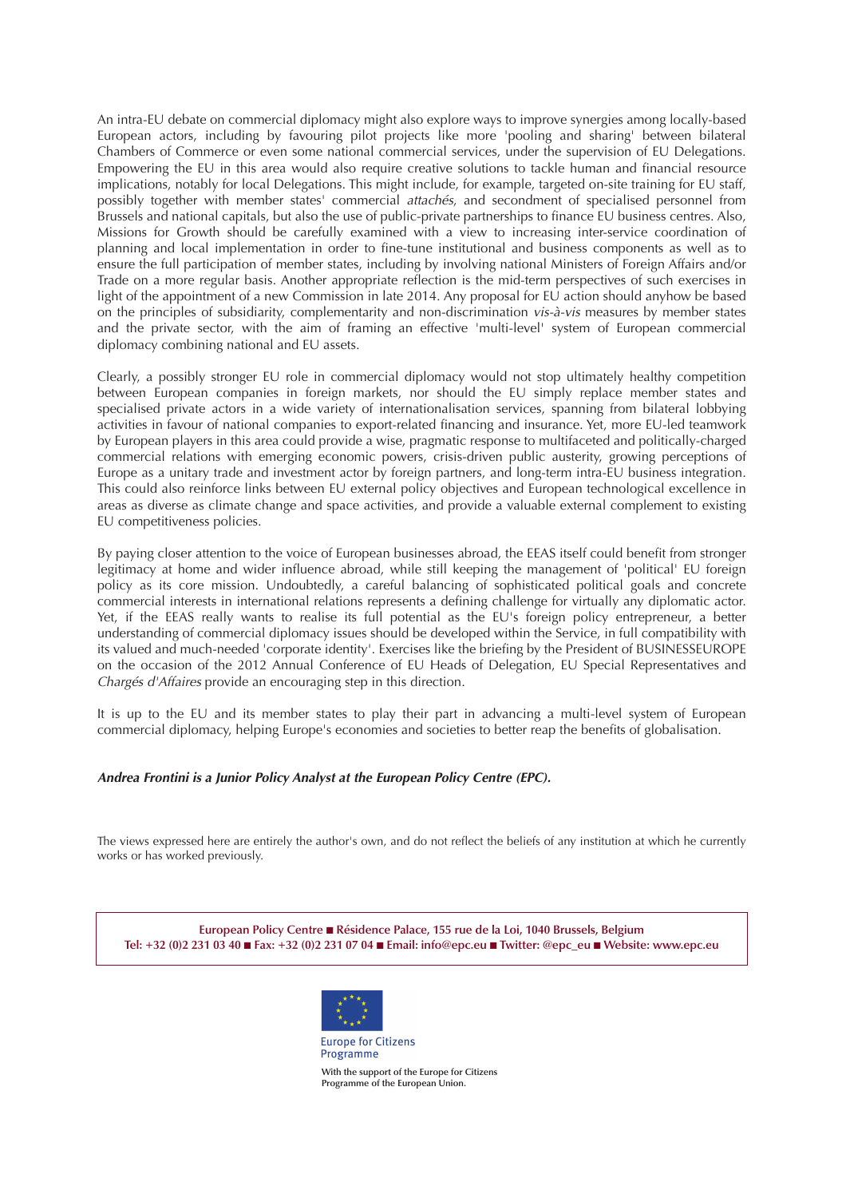An intra-EU debate on commercial diplomacy might also explore ways to improve synergies among locally-based European actors, including by favouring pilot projects like more 'pooling and sharing' between bilateral Chambers of Commerce or even some national commercial services, under the supervision of EU Delegations. Empowering the EU in this area would also require creative solutions to tackle human and financial resource implications, notably for local Delegations. This might include, for example, targeted on-site training for EU staff, possibly together with member states' commercial *attachés*, and secondment of specialised personnel from Brussels and national capitals, but also the use of public-private partnerships to finance EU business centres. Also, Missions for Growth should be carefully examined with a view to increasing inter-service coordination of planning and local implementation in order to fine-tune institutional and business components as well as to ensure the full participation of member states, including by involving national Ministers of Foreign Affairs and/or Trade on a more regular basis. Another appropriate reflection is the mid-term perspectives of such exercises in light of the appointment of a new Commission in late 2014. Any proposal for EU action should anyhow be based on the principles of subsidiarity, complementarity and non-discrimination *vis-à-vis* measures by member states and the private sector, with the aim of framing an effective 'multi-level' system of European commercial diplomacy combining national and EU assets.

Clearly, a possibly stronger EU role in commercial diplomacy would not stop ultimately healthy competition between European companies in foreign markets, nor should the EU simply replace member states and specialised private actors in a wide variety of internationalisation services, spanning from bilateral lobbying activities in favour of national companies to export-related financing and insurance. Yet, more EU-led teamwork by European players in this area could provide a wise, pragmatic response to multifaceted and politically-charged commercial relations with emerging economic powers, crisis-driven public austerity, growing perceptions of Europe as a unitary trade and investment actor by foreign partners, and long-term intra-EU business integration. This could also reinforce links between EU external policy objectives and European technological excellence in areas as diverse as climate change and space activities, and provide a valuable external complement to existing EU competitiveness policies.

By paying closer attention to the voice of European businesses abroad, the EEAS itself could benefit from stronger legitimacy at home and wider influence abroad, while still keeping the management of 'political' EU foreign policy as its core mission. Undoubtedly, a careful balancing of sophisticated political goals and concrete commercial interests in international relations represents a defining challenge for virtually any diplomatic actor. Yet, if the EEAS really wants to realise its full potential as the EU's foreign policy entrepreneur, a better understanding of commercial diplomacy issues should be developed within the Service, in full compatibility with its valued and much-needed 'corporate identity'. Exercises like the briefing by the President of BUSINESSEUROPE on the occasion of the 2012 Annual Conference of EU Heads of Delegation, EU Special Representatives and *Chargés d'Affaires* provide an encouraging step in this direction.

It is up to the EU and its member states to play their part in advancing a multi-level system of European commercial diplomacy, helping Europe's economies and societies to better reap the benefits of globalisation.

***Andrea Frontini is a Junior Policy Analyst at the European Policy Centre (EPC).***

The views expressed here are entirely the author's own, and do not reflect the beliefs of any institution at which he currently works or has worked previously.

**European Policy Centre ■ Résidence Palace, 155 rue de la Loi, 1040 Brussels, Belgium**
**Tel: +32 (0)2 231 03 40 ■ Fax: +32 (0)2 231 07 04 ■ Email: info@epc.eu ■ Twitter: @epc_eu ■ Website: www.epc.eu**

Europe for Citizens Programme

With the support of the Europe for Citizens Programme of the European Union.